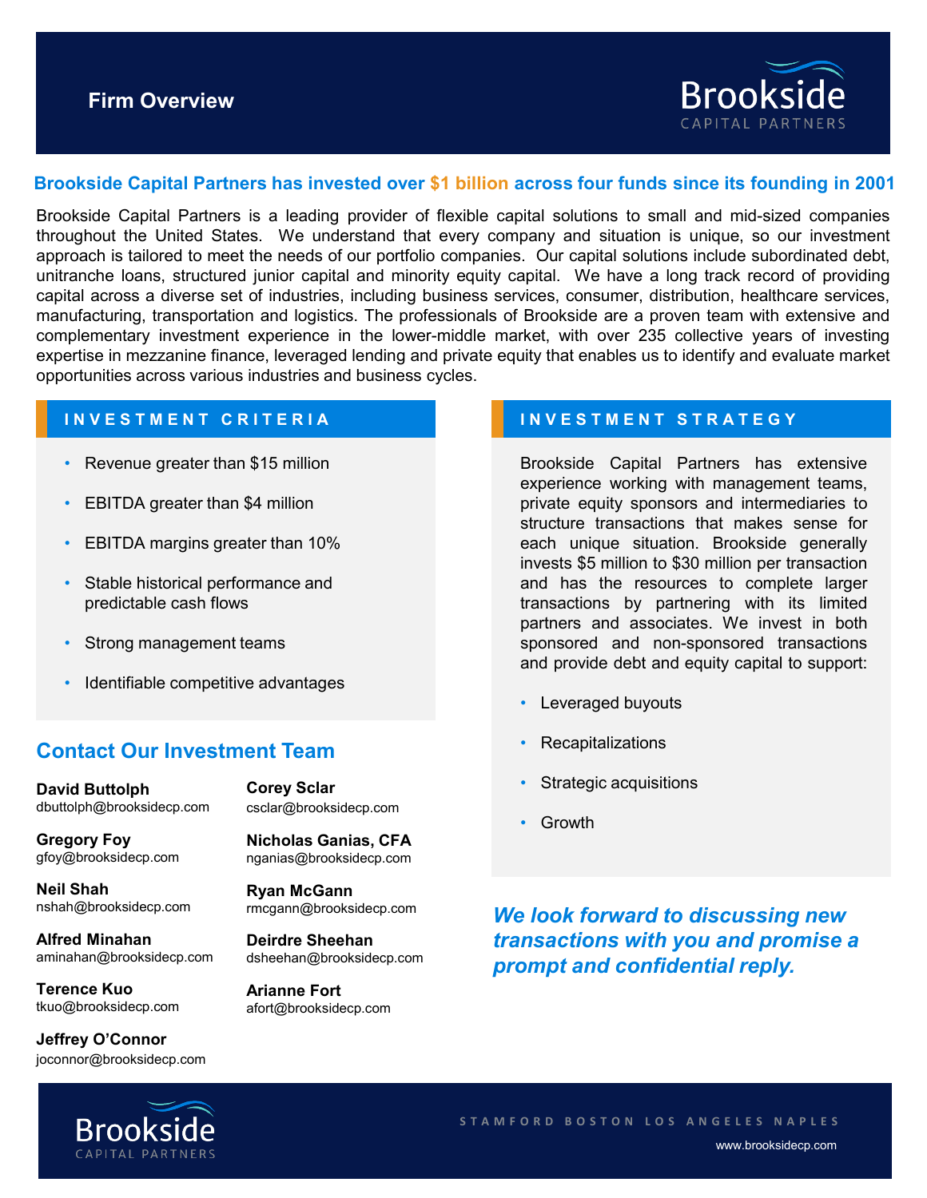# Firm Overview

**Brookside Capital Partners**

## Brookside Capital Partners has invested over $1 billion across four funds since its founding in 2001

Brookside Capital Partners is a leading provider of flexible capital solutions to small and mid-sized companies throughout the United States. We understand that every company and situation is unique, so our investment approach is tailored to meet the needs of our portfolio companies. Our capital solutions include subordinated debt, unitranche loans, structured junior capital and minority equity capital. We have a long track record of providing capital across a diverse set of industries, including business services, consumer, distribution, healthcare services, manufacturing, transportation and logistics. The professionals of Brookside are a proven team with extensive and complementary investment experience in the lower-middle market, with over 235 collective years of investing expertise in mezzanine finance, leveraged lending and private equity that enables us to identify and evaluate market opportunities across various industries and business cycles.

## INVESTMENT CRITERIA

- Revenue greater than $15 million
- EBITDA greater than $4 million
- EBITDA margins greater than 10%
- Stable historical performance and predictable cash flows
- Strong management teams
- Identifiable competitive advantages

## INVESTMENT STRATEGY

Brookside Capital Partners has extensive experience working with management teams, private equity sponsors and intermediaries to structure transactions that makes sense for each unique situation. Brookside generally invests $5 million to $30 million per transaction and has the resources to complete larger transactions by partnering with its limited partners and associates. We invest in both sponsored and non-sponsored transactions and provide debt and equity capital to support:

- Leveraged buyouts
- Recapitalizations
- Strategic acquisitions
- Growth

## Contact Our Investment Team

**David Buttolph**
dbuttolph@brooksidecp.com

**Gregory Foy**
gfoy@brooksidecp.com

**Neil Shah**
nshah@brooksidecp.com

**Alfred Minahan**
aminahan@brooksidecp.com

**Terence Kuo**
tkuo@brooksidecp.com

**Jeffrey O'Connor**
joconnor@brooksidecp.com

**Corey Sclar**
csclar@brooksidecp.com

**Nicholas Ganias, CFA**
nganias@brooksidecp.com

**Ryan McGann**
rmcgann@brooksidecp.com

**Deirdre Sheehan**
dsheehan@brooksidecp.com

**Arianne Fort**
afort@brooksidecp.com

***We look forward to discussing new transactions with you and promise a prompt and confidential reply.***

STAMFORD BOSTON LOS ANGELES NAPLES

www.brooksidecp.com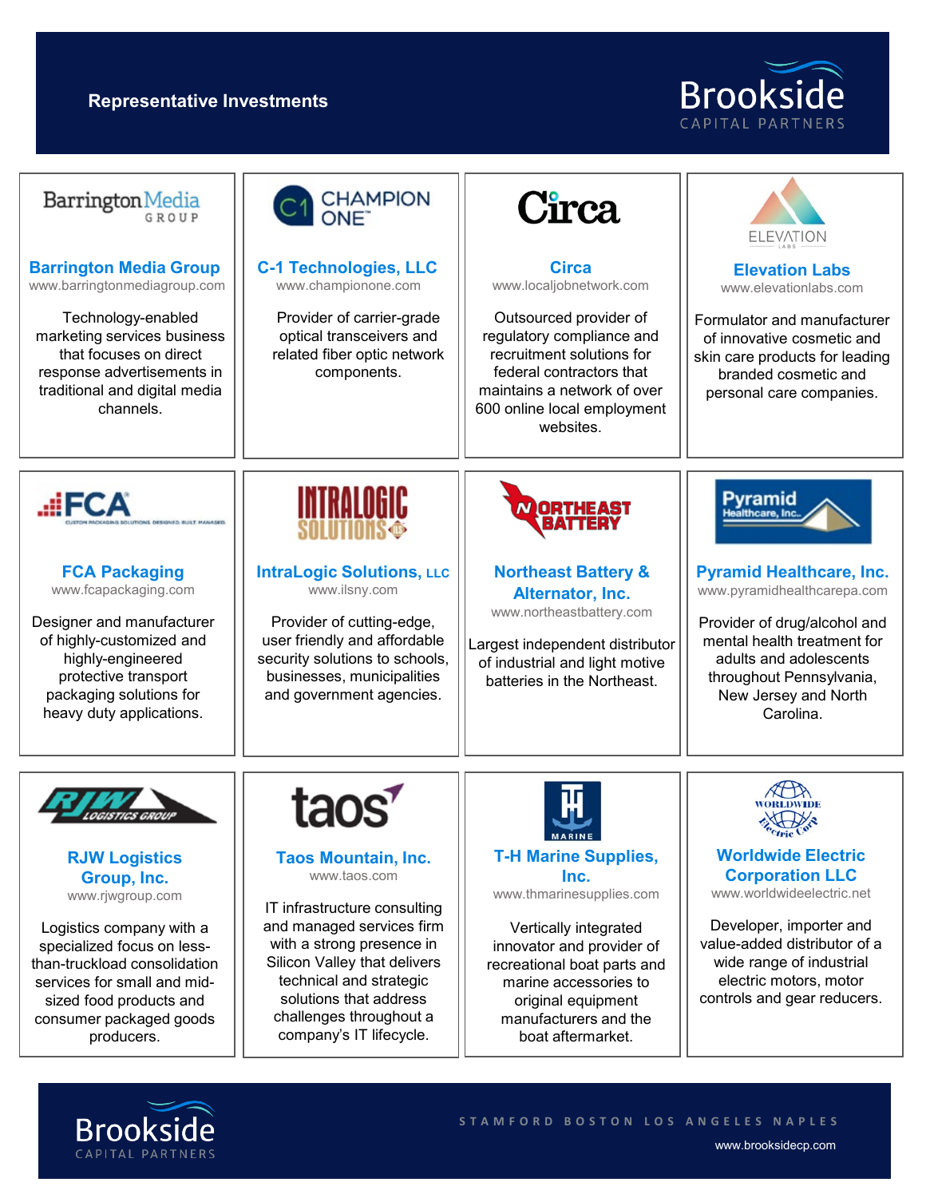## Representative Investments

Brookside CAPITAL PARTNERS

### Barrington Media Group
www.barringtonmediagroup.com

Technology-enabled marketing services business that focuses on direct response advertisements in traditional and digital media channels.

### C-1 Technologies, LLC
www.championone.com

Provider of carrier-grade optical transceivers and related fiber optic network components.

### Circa
www.localjobnetwork.com

Outsourced provider of regulatory compliance and recruitment solutions for federal contractors that maintains a network of over 600 online local employment websites.

### Elevation Labs
www.elevationlabs.com

Formulator and manufacturer of innovative cosmetic and skin care products for leading branded cosmetic and personal care companies.

### FCA Packaging
www.fcapackaging.com

Designer and manufacturer of highly-customized and highly-engineered protective transport packaging solutions for heavy duty applications.

### IntraLogic Solutions, LLC
www.ilsny.com

Provider of cutting-edge, user friendly and affordable security solutions to schools, businesses, municipalities and government agencies.

### Northeast Battery & Alternator, Inc.
www.northeastbattery.com

Largest independent distributor of industrial and light motive batteries in the Northeast.

### Pyramid Healthcare, Inc.
www.pyramidhealthcarepa.com

Provider of drug/alcohol and mental health treatment for adults and adolescents throughout Pennsylvania, New Jersey and North Carolina.

### RJW Logistics Group, Inc.
www.rjwgroup.com

Logistics company with a specialized focus on less-than-truckload consolidation services for small and mid-sized food products and consumer packaged goods producers.

### Taos Mountain, Inc.
www.taos.com

IT infrastructure consulting and managed services firm with a strong presence in Silicon Valley that delivers technical and strategic solutions that address challenges throughout a company's IT lifecycle.

### T-H Marine Supplies, Inc.
www.thmarinesupplies.com

Vertically integrated innovator and provider of recreational boat parts and marine accessories to original equipment manufacturers and the boat aftermarket.

### Worldwide Electric Corporation LLC
www.worldwideelectric.net

Developer, importer and value-added distributor of a wide range of industrial electric motors, motor controls and gear reducers.

Brookside CAPITAL PARTNERS

STAMFORD BOSTON LOS ANGELES NAPLES

www.brooksidecp.com